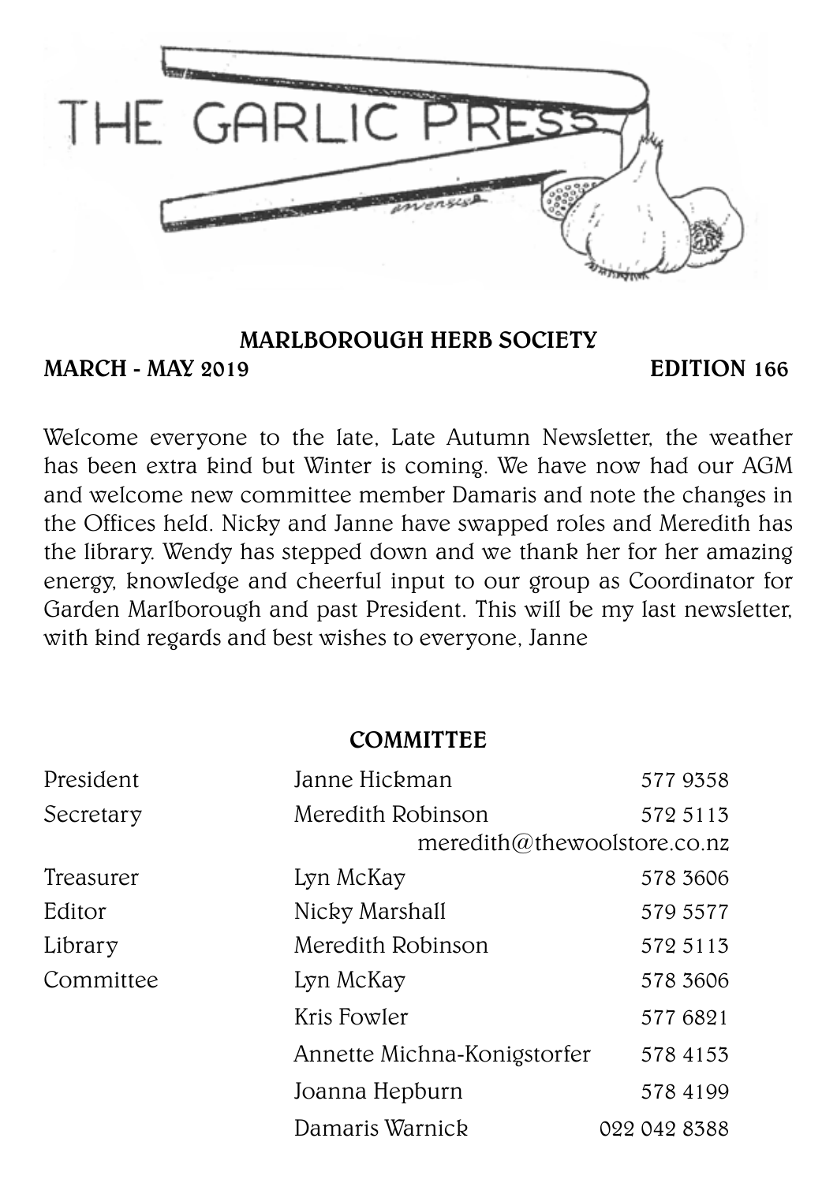# THE GARLIC PRESS

## MARLBOROUGH HERB SOCIETY

**MARCH - MAY 2019** **EDITION 166**

Welcome everyone to the late, Late Autumn Newsletter, the weather has been extra kind but Winter is coming. We have now had our AGM and welcome new committee member Damaris and note the changes in the Offices held. Nicky and Janne have swapped roles and Meredith has the library. Wendy has stepped down and we thank her for her amazing energy, knowledge and cheerful input to our group as Coordinator for Garden Marlborough and past President. This will be my last newsletter, with kind regards and best wishes to everyone, Janne

## COMMITTEE

| | | |
|---|---|---|
| President | Janne Hickman | 577 9358 |
| Secretary | Meredith Robinson | 572 5113 |
| | | meredith@thewoolstore.co.nz |
| Treasurer | Lyn McKay | 578 3606 |
| Editor | Nicky Marshall | 579 5577 |
| Library | Meredith Robinson | 572 5113 |
| Committee | Lyn McKay | 578 3606 |
| | Kris Fowler | 577 6821 |
| | Annette Michna-Konigstorfer | 578 4153 |
| | Joanna Hepburn | 578 4199 |
| | Damaris Warnick | 022 042 8388 |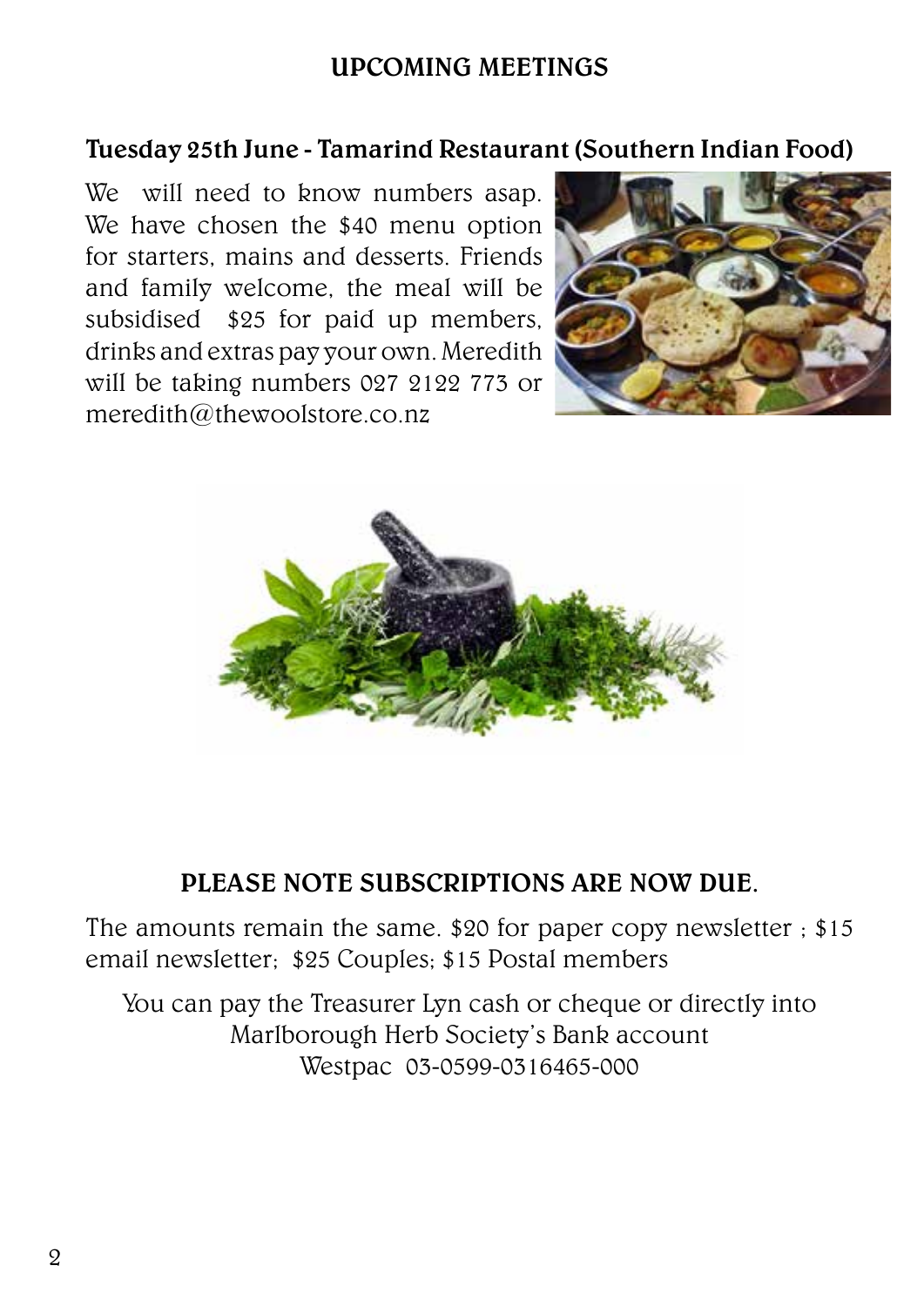## UPCOMING MEETINGS

### Tuesday 25th June - Tamarind Restaurant (Southern Indian Food)

We will need to know numbers asap. We have chosen the $40 menu option for starters, mains and desserts. Friends and family welcome, the meal will be subsidised $25 for paid up members, drinks and extras pay your own. Meredith will be taking numbers 027 2122 773 or meredith@thewoolstore.co.nz

### PLEASE NOTE SUBSCRIPTIONS ARE NOW DUE.

The amounts remain the same. $20 for paper copy newsletter ; $15 email newsletter; $25 Couples; $15 Postal members

You can pay the Treasurer Lyn cash or cheque or directly into Marlborough Herb Society's Bank account
Westpac 03-0599-0316465-000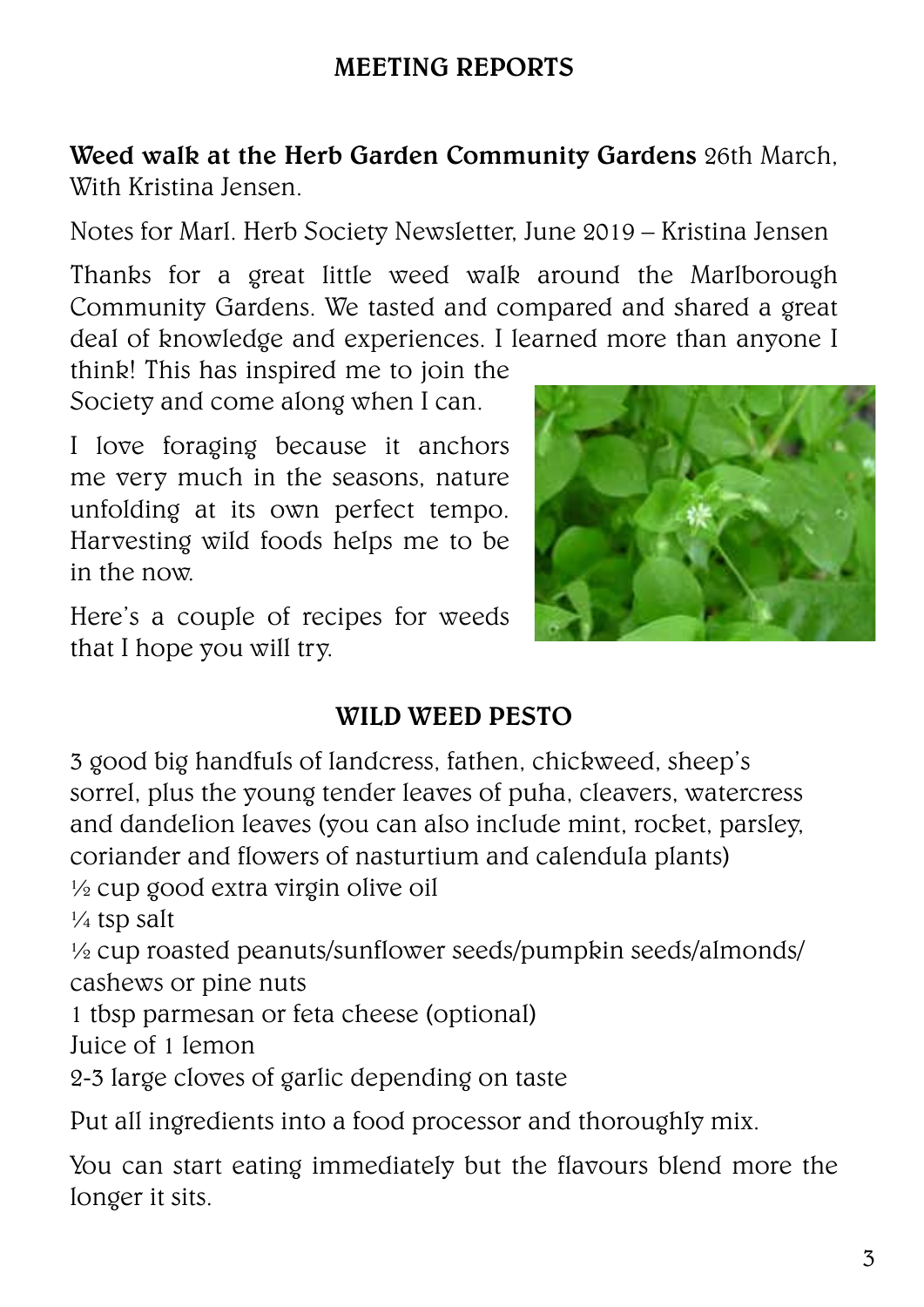## MEETING REPORTS

**Weed walk at the Herb Garden Community Gardens** 26th March, With Kristina Jensen.

Notes for Marl. Herb Society Newsletter, June 2019 – Kristina Jensen

Thanks for a great little weed walk around the Marlborough Community Gardens. We tasted and compared and shared a great deal of knowledge and experiences. I learned more than anyone I think! This has inspired me to join the Society and come along when I can.

I love foraging because it anchors me very much in the seasons, nature unfolding at its own perfect tempo. Harvesting wild foods helps me to be in the now.

Here's a couple of recipes for weeds that I hope you will try.

### WILD WEED PESTO

3 good big handfuls of landcress, fathen, chickweed, sheep's sorrel, plus the young tender leaves of puha, cleavers, watercress and dandelion leaves (you can also include mint, rocket, parsley, coriander and flowers of nasturtium and calendula plants)
½ cup good extra virgin olive oil
¼ tsp salt
½ cup roasted peanuts/sunflower seeds/pumpkin seeds/almonds/cashews or pine nuts
1 tbsp parmesan or feta cheese (optional)
Juice of 1 lemon
2-3 large cloves of garlic depending on taste

Put all ingredients into a food processor and thoroughly mix.

You can start eating immediately but the flavours blend more the longer it sits.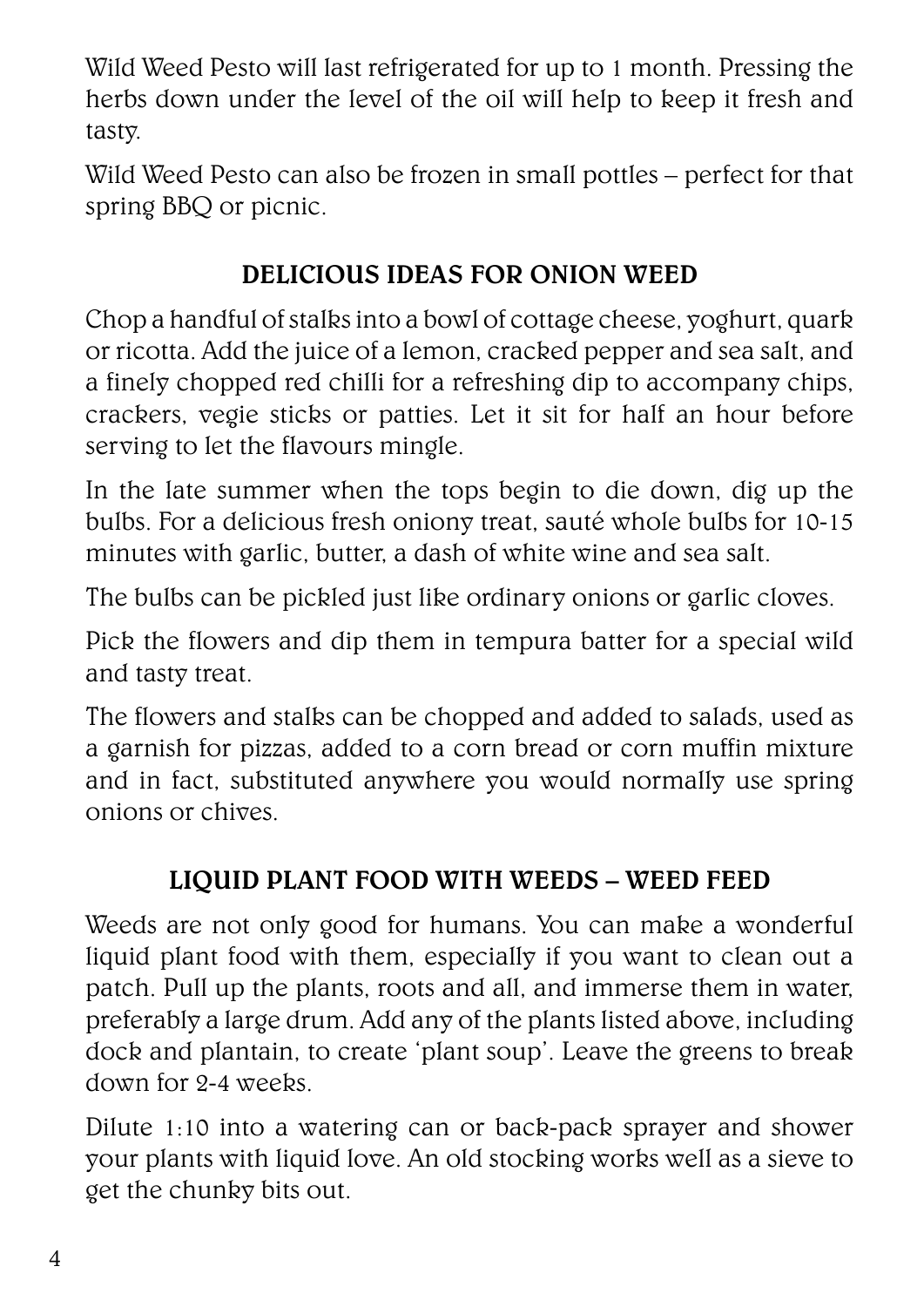Wild Weed Pesto will last refrigerated for up to 1 month. Pressing the herbs down under the level of the oil will help to keep it fresh and tasty.

Wild Weed Pesto can also be frozen in small pottles – perfect for that spring BBQ or picnic.

## DELICIOUS IDEAS FOR ONION WEED

Chop a handful of stalks into a bowl of cottage cheese, yoghurt, quark or ricotta. Add the juice of a lemon, cracked pepper and sea salt, and a finely chopped red chilli for a refreshing dip to accompany chips, crackers, vegie sticks or patties. Let it sit for half an hour before serving to let the flavours mingle.

In the late summer when the tops begin to die down, dig up the bulbs. For a delicious fresh oniony treat, sauté whole bulbs for 10-15 minutes with garlic, butter, a dash of white wine and sea salt.

The bulbs can be pickled just like ordinary onions or garlic cloves.

Pick the flowers and dip them in tempura batter for a special wild and tasty treat.

The flowers and stalks can be chopped and added to salads, used as a garnish for pizzas, added to a corn bread or corn muffin mixture and in fact, substituted anywhere you would normally use spring onions or chives.

## LIQUID PLANT FOOD WITH WEEDS – WEED FEED

Weeds are not only good for humans. You can make a wonderful liquid plant food with them, especially if you want to clean out a patch. Pull up the plants, roots and all, and immerse them in water, preferably a large drum. Add any of the plants listed above, including dock and plantain, to create 'plant soup'. Leave the greens to break down for 2-4 weeks.

Dilute 1:10 into a watering can or back-pack sprayer and shower your plants with liquid love. An old stocking works well as a sieve to get the chunky bits out.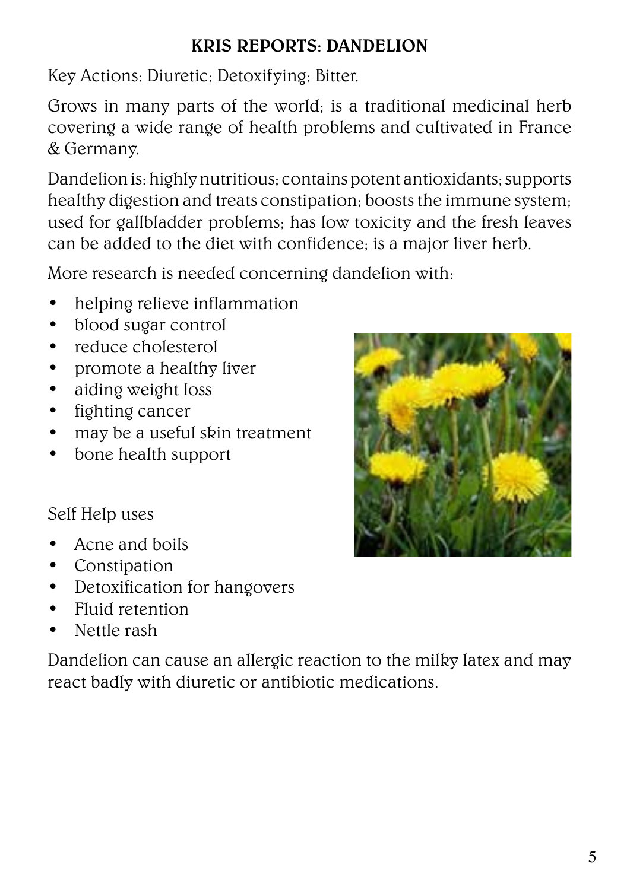# KRIS REPORTS: DANDELION

Key Actions: Diuretic; Detoxifying; Bitter.

Grows in many parts of the world; is a traditional medicinal herb covering a wide range of health problems and cultivated in France & Germany.

Dandelion is: highly nutritious; contains potent antioxidants; supports healthy digestion and treats constipation; boosts the immune system; used for gallbladder problems; has low toxicity and the fresh leaves can be added to the diet with confidence; is a major liver herb.

More research is needed concerning dandelion with:

- helping relieve inflammation
- blood sugar control
- reduce cholesterol
- promote a healthy liver
- aiding weight loss
- fighting cancer
- may be a useful skin treatment
- bone health support

Self Help uses

- Acne and boils
- Constipation
- Detoxification for hangovers
- Fluid retention
- Nettle rash

Dandelion can cause an allergic reaction to the milky latex and may react badly with diuretic or antibiotic medications.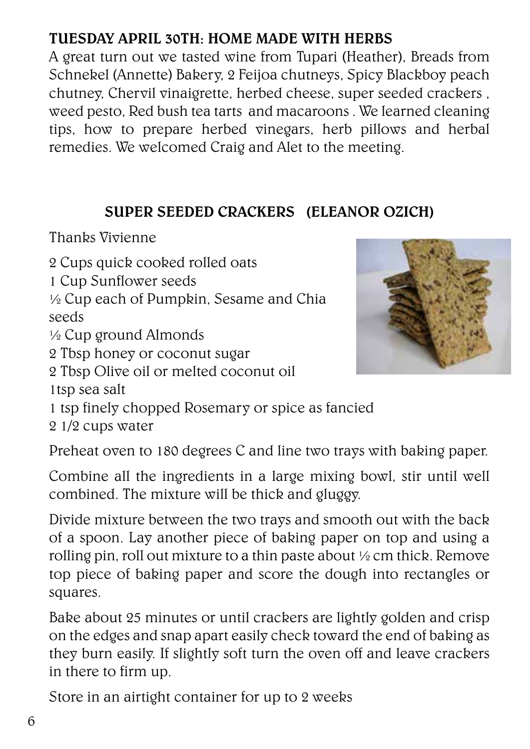## TUESDAY APRIL 30TH: HOME MADE WITH HERBS

A great turn out we tasted wine from Tupari (Heather), Breads from Schnekel (Annette) Bakery, 2 Feijoa chutneys, Spicy Blackboy peach chutney, Chervil vinaigrette, herbed cheese, super seeded crackers , weed pesto, Red bush tea tarts and macaroons . We learned cleaning tips, how to prepare herbed vinegars, herb pillows and herbal remedies. We welcomed Craig and Alet to the meeting.

## SUPER SEEDED CRACKERS (ELEANOR OZICH)

Thanks Vivienne

2 Cups quick cooked rolled oats
1 Cup Sunflower seeds
½ Cup each of Pumpkin, Sesame and Chia seeds
½ Cup ground Almonds
2 Tbsp honey or coconut sugar
2 Tbsp Olive oil or melted coconut oil
1tsp sea salt
1 tsp finely chopped Rosemary or spice as fancied
2 1/2 cups water

Preheat oven to 180 degrees C and line two trays with baking paper.

Combine all the ingredients in a large mixing bowl, stir until well combined. The mixture will be thick and gluggy.

Divide mixture between the two trays and smooth out with the back of a spoon. Lay another piece of baking paper on top and using a rolling pin, roll out mixture to a thin paste about ½ cm thick. Remove top piece of baking paper and score the dough into rectangles or squares.

Bake about 25 minutes or until crackers are lightly golden and crisp on the edges and snap apart easily check toward the end of baking as they burn easily. If slightly soft turn the oven off and leave crackers in there to firm up.

Store in an airtight container for up to 2 weeks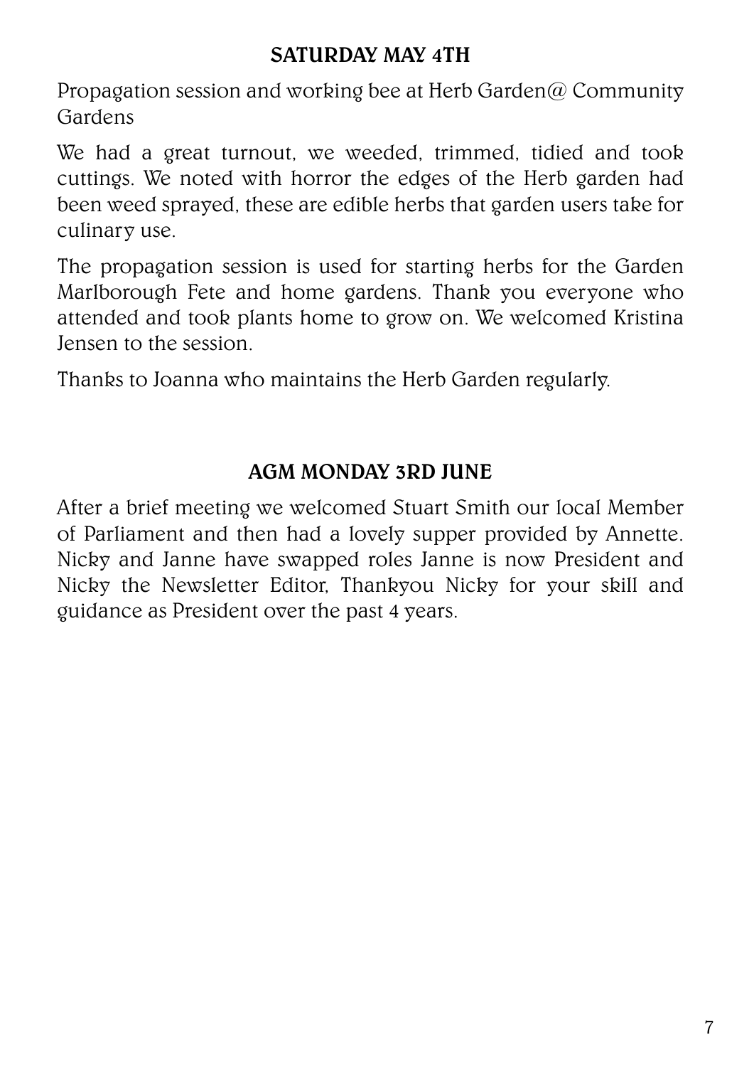## SATURDAY MAY 4TH

Propagation session and working bee at Herb Garden@ Community Gardens

We had a great turnout, we weeded, trimmed, tidied and took cuttings. We noted with horror the edges of the Herb garden had been weed sprayed, these are edible herbs that garden users take for culinary use.

The propagation session is used for starting herbs for the Garden Marlborough Fete and home gardens. Thank you everyone who attended and took plants home to grow on. We welcomed Kristina Jensen to the session.

Thanks to Joanna who maintains the Herb Garden regularly.

## AGM MONDAY 3RD JUNE

After a brief meeting we welcomed Stuart Smith our local Member of Parliament and then had a lovely supper provided by Annette. Nicky and Janne have swapped roles Janne is now President and Nicky the Newsletter Editor, Thankyou Nicky for your skill and guidance as President over the past 4 years.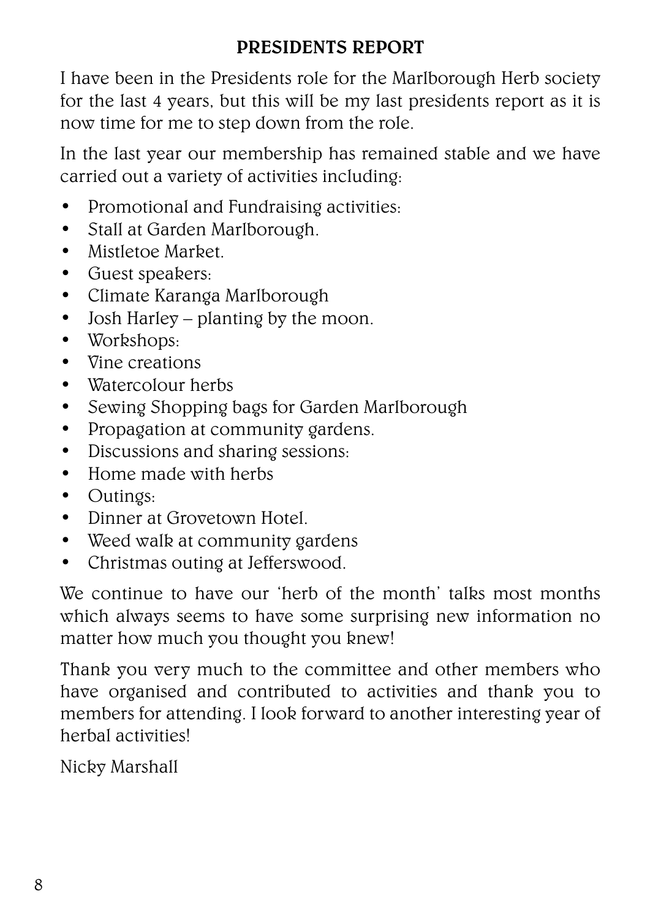## PRESIDENTS REPORT

I have been in the Presidents role for the Marlborough Herb society for the last 4 years, but this will be my last presidents report as it is now time for me to step down from the role.

In the last year our membership has remained stable and we have carried out a variety of activities including:

- Promotional and Fundraising activities:
- Stall at Garden Marlborough.
- Mistletoe Market.
- Guest speakers:
- Climate Karanga Marlborough
- Josh Harley – planting by the moon.
- Workshops:
- Vine creations
- Watercolour herbs
- Sewing Shopping bags for Garden Marlborough
- Propagation at community gardens.
- Discussions and sharing sessions:
- Home made with herbs
- Outings:
- Dinner at Grovetown Hotel.
- Weed walk at community gardens
- Christmas outing at Jefferswood.

We continue to have our 'herb of the month' talks most months which always seems to have some surprising new information no matter how much you thought you knew!

Thank you very much to the committee and other members who have organised and contributed to activities and thank you to members for attending. I look forward to another interesting year of herbal activities!

Nicky Marshall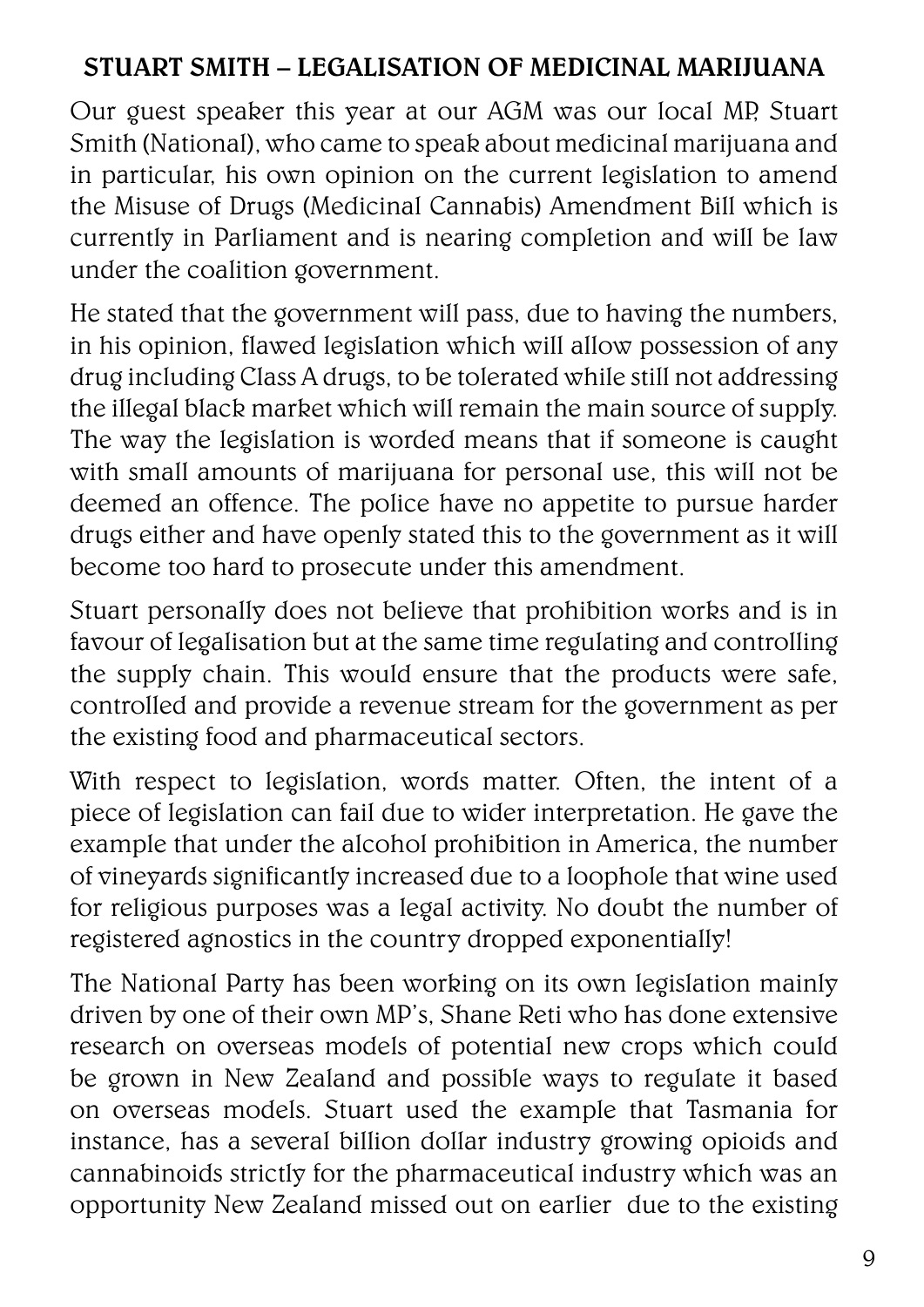## STUART SMITH – LEGALISATION OF MEDICINAL MARIJUANA

Our guest speaker this year at our AGM was our local MP, Stuart Smith (National), who came to speak about medicinal marijuana and in particular, his own opinion on the current legislation to amend the Misuse of Drugs (Medicinal Cannabis) Amendment Bill which is currently in Parliament and is nearing completion and will be law under the coalition government.

He stated that the government will pass, due to having the numbers, in his opinion, flawed legislation which will allow possession of any drug including Class A drugs, to be tolerated while still not addressing the illegal black market which will remain the main source of supply. The way the legislation is worded means that if someone is caught with small amounts of marijuana for personal use, this will not be deemed an offence. The police have no appetite to pursue harder drugs either and have openly stated this to the government as it will become too hard to prosecute under this amendment.

Stuart personally does not believe that prohibition works and is in favour of legalisation but at the same time regulating and controlling the supply chain. This would ensure that the products were safe, controlled and provide a revenue stream for the government as per the existing food and pharmaceutical sectors.

With respect to legislation, words matter. Often, the intent of a piece of legislation can fail due to wider interpretation. He gave the example that under the alcohol prohibition in America, the number of vineyards significantly increased due to a loophole that wine used for religious purposes was a legal activity. No doubt the number of registered agnostics in the country dropped exponentially!

The National Party has been working on its own legislation mainly driven by one of their own MP's, Shane Reti who has done extensive research on overseas models of potential new crops which could be grown in New Zealand and possible ways to regulate it based on overseas models. Stuart used the example that Tasmania for instance, has a several billion dollar industry growing opioids and cannabinoids strictly for the pharmaceutical industry which was an opportunity New Zealand missed out on earlier due to the existing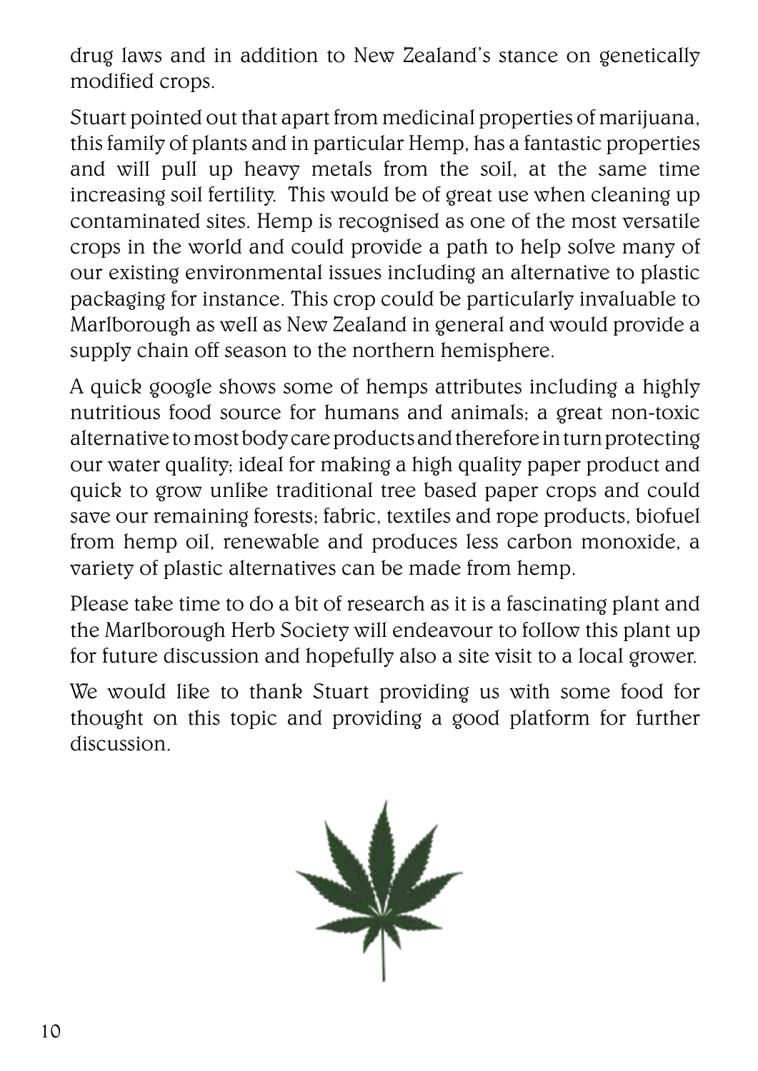drug laws and in addition to New Zealand's stance on genetically modified crops.

Stuart pointed out that apart from medicinal properties of marijuana, this family of plants and in particular Hemp, has a fantastic properties and will pull up heavy metals from the soil, at the same time increasing soil fertility. This would be of great use when cleaning up contaminated sites. Hemp is recognised as one of the most versatile crops in the world and could provide a path to help solve many of our existing environmental issues including an alternative to plastic packaging for instance. This crop could be particularly invaluable to Marlborough as well as New Zealand in general and would provide a supply chain off season to the northern hemisphere.

A quick google shows some of hemps attributes including a highly nutritious food source for humans and animals; a great non-toxic alternative to most body care products and therefore in turn protecting our water quality; ideal for making a high quality paper product and quick to grow unlike traditional tree based paper crops and could save our remaining forests; fabric, textiles and rope products, biofuel from hemp oil, renewable and produces less carbon monoxide, a variety of plastic alternatives can be made from hemp.

Please take time to do a bit of research as it is a fascinating plant and the Marlborough Herb Society will endeavour to follow this plant up for future discussion and hopefully also a site visit to a local grower.

We would like to thank Stuart providing us with some food for thought on this topic and providing a good platform for further discussion.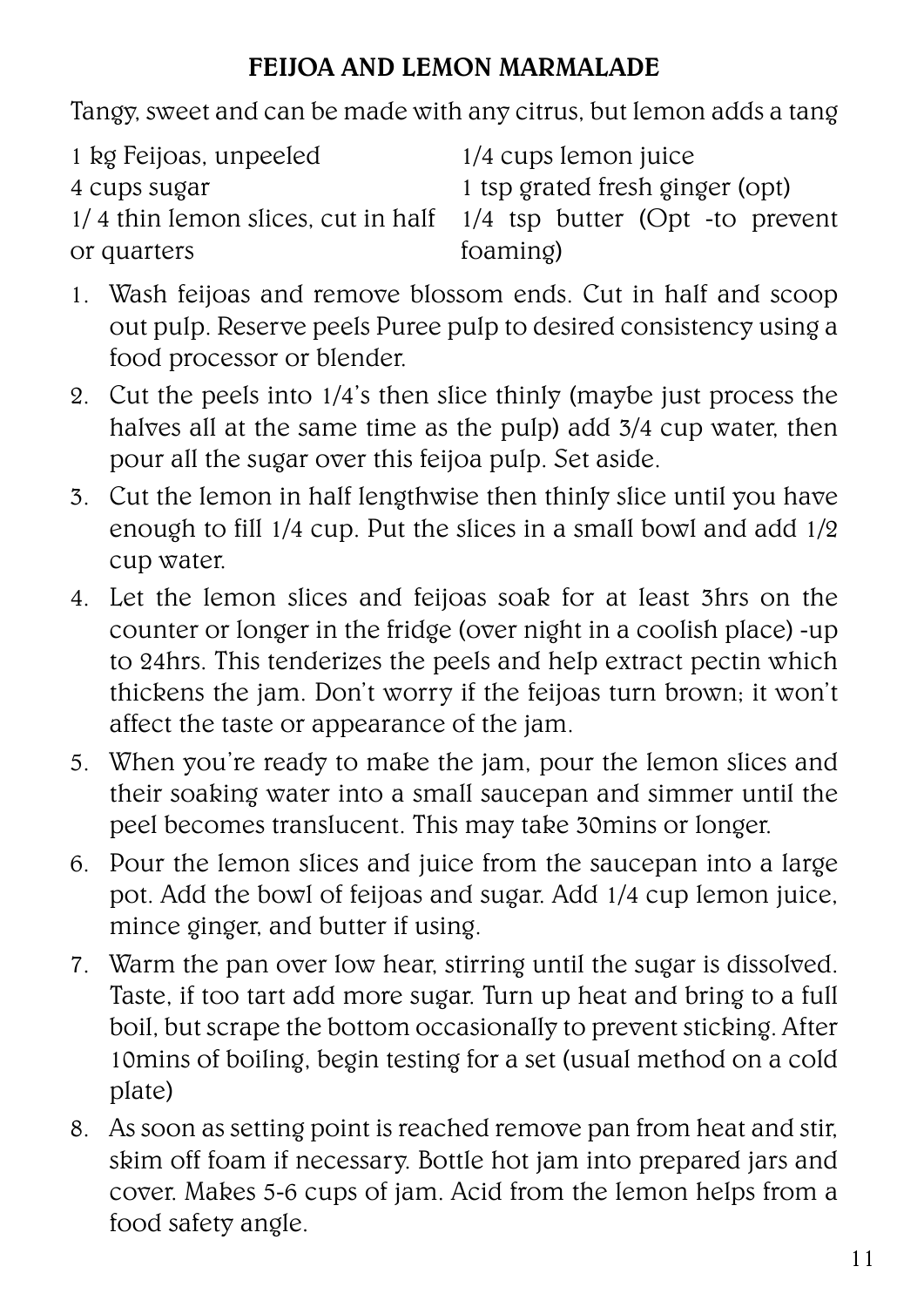## FEIJOA AND LEMON MARMALADE

Tangy, sweet and can be made with any citrus, but lemon adds a tang

1 kg Feijoas, unpeeled
4 cups sugar
1/ 4 thin lemon slices, cut in half or quarters
1/4 cups lemon juice
1 tsp grated fresh ginger (opt)
1/4 tsp butter (Opt -to prevent foaming)

1. Wash feijoas and remove blossom ends. Cut in half and scoop out pulp. Reserve peels Puree pulp to desired consistency using a food processor or blender.
2. Cut the peels into 1/4's then slice thinly (maybe just process the halves all at the same time as the pulp) add 3/4 cup water, then pour all the sugar over this feijoa pulp. Set aside.
3. Cut the lemon in half lengthwise then thinly slice until you have enough to fill 1/4 cup. Put the slices in a small bowl and add 1/2 cup water.
4. Let the lemon slices and feijoas soak for at least 3hrs on the counter or longer in the fridge (over night in a coolish place) -up to 24hrs. This tenderizes the peels and help extract pectin which thickens the jam. Don't worry if the feijoas turn brown; it won't affect the taste or appearance of the jam.
5. When you're ready to make the jam, pour the lemon slices and their soaking water into a small saucepan and simmer until the peel becomes translucent. This may take 30mins or longer.
6. Pour the lemon slices and juice from the saucepan into a large pot. Add the bowl of feijoas and sugar. Add 1/4 cup lemon juice, mince ginger, and butter if using.
7. Warm the pan over low hear, stirring until the sugar is dissolved. Taste, if too tart add more sugar. Turn up heat and bring to a full boil, but scrape the bottom occasionally to prevent sticking. After 10mins of boiling, begin testing for a set (usual method on a cold plate)
8. As soon as setting point is reached remove pan from heat and stir, skim off foam if necessary. Bottle hot jam into prepared jars and cover. Makes 5-6 cups of jam. Acid from the lemon helps from a food safety angle.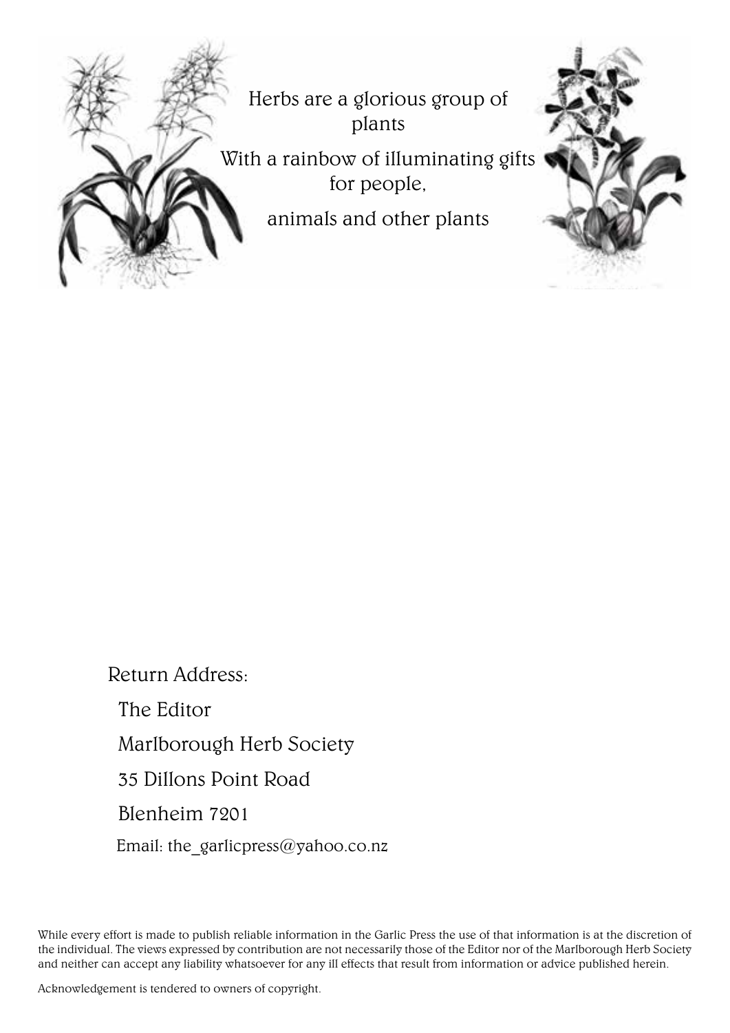Herbs are a glorious group of plants

With a rainbow of illuminating gifts for people,

animals and other plants

Return Address:

The Editor

Marlborough Herb Society

35 Dillons Point Road

Blenheim 7201

Email: the_garlicpress@yahoo.co.nz

While every effort is made to publish reliable information in the Garlic Press the use of that information is at the discretion of the individual. The views expressed by contribution are not necessarily those of the Editor nor of the Marlborough Herb Society and neither can accept any liability whatsoever for any ill effects that result from information or advice published herein.

Acknowledgement is tendered to owners of copyright.